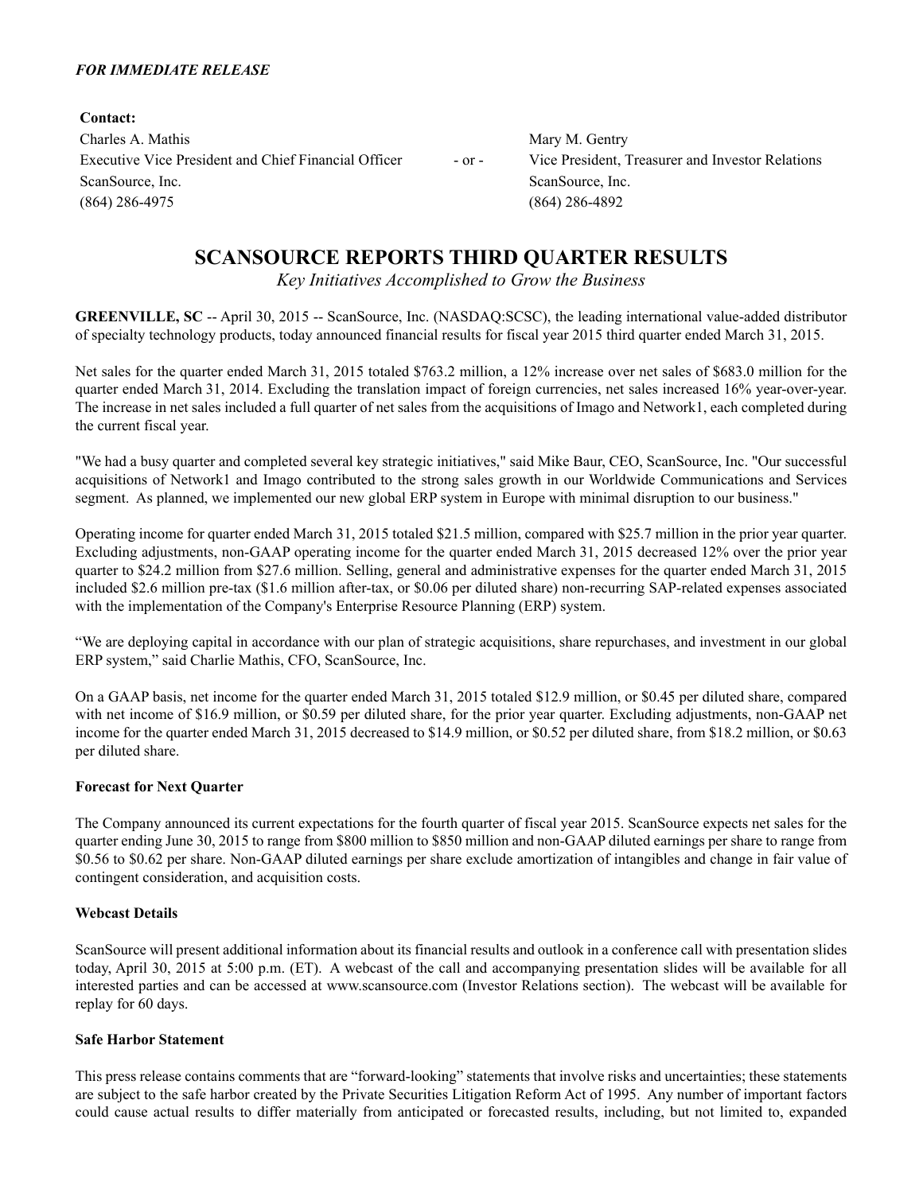***FOR IMMEDIATE RELEASE***

**Contact:**

| | | |
|---|---|---|
| Charles A. Mathis | - or - | Mary M. Gentry |
| Executive Vice President and Chief Financial Officer | | Vice President, Treasurer and Investor Relations |
| ScanSource, Inc. | | ScanSource, Inc. |
| (864) 286-4975 | | (864) 286-4892 |

# SCANSOURCE REPORTS THIRD QUARTER RESULTS

*Key Initiatives Accomplished to Grow the Business*

**GREENVILLE, SC** -- April 30, 2015 -- ScanSource, Inc. (NASDAQ:SCSC), the leading international value-added distributor of specialty technology products, today announced financial results for fiscal year 2015 third quarter ended March 31, 2015.

Net sales for the quarter ended March 31, 2015 totaled $763.2 million, a 12% increase over net sales of $683.0 million for the quarter ended March 31, 2014. Excluding the translation impact of foreign currencies, net sales increased 16% year-over-year. The increase in net sales included a full quarter of net sales from the acquisitions of Imago and Network1, each completed during the current fiscal year.

"We had a busy quarter and completed several key strategic initiatives," said Mike Baur, CEO, ScanSource, Inc. "Our successful acquisitions of Network1 and Imago contributed to the strong sales growth in our Worldwide Communications and Services segment. As planned, we implemented our new global ERP system in Europe with minimal disruption to our business."

Operating income for quarter ended March 31, 2015 totaled $21.5 million, compared with $25.7 million in the prior year quarter. Excluding adjustments, non-GAAP operating income for the quarter ended March 31, 2015 decreased 12% over the prior year quarter to $24.2 million from $27.6 million. Selling, general and administrative expenses for the quarter ended March 31, 2015 included $2.6 million pre-tax ($1.6 million after-tax, or $0.06 per diluted share) non-recurring SAP-related expenses associated with the implementation of the Company's Enterprise Resource Planning (ERP) system.

"We are deploying capital in accordance with our plan of strategic acquisitions, share repurchases, and investment in our global ERP system," said Charlie Mathis, CFO, ScanSource, Inc.

On a GAAP basis, net income for the quarter ended March 31, 2015 totaled $12.9 million, or $0.45 per diluted share, compared with net income of $16.9 million, or $0.59 per diluted share, for the prior year quarter. Excluding adjustments, non-GAAP net income for the quarter ended March 31, 2015 decreased to $14.9 million, or $0.52 per diluted share, from $18.2 million, or $0.63 per diluted share.

**Forecast for Next Quarter**

The Company announced its current expectations for the fourth quarter of fiscal year 2015. ScanSource expects net sales for the quarter ending June 30, 2015 to range from $800 million to $850 million and non-GAAP diluted earnings per share to range from $0.56 to $0.62 per share. Non-GAAP diluted earnings per share exclude amortization of intangibles and change in fair value of contingent consideration, and acquisition costs.

**Webcast Details**

ScanSource will present additional information about its financial results and outlook in a conference call with presentation slides today, April 30, 2015 at 5:00 p.m. (ET). A webcast of the call and accompanying presentation slides will be available for all interested parties and can be accessed at www.scansource.com (Investor Relations section). The webcast will be available for replay for 60 days.

**Safe Harbor Statement**

This press release contains comments that are "forward-looking" statements that involve risks and uncertainties; these statements are subject to the safe harbor created by the Private Securities Litigation Reform Act of 1995. Any number of important factors could cause actual results to differ materially from anticipated or forecasted results, including, but not limited to, expanded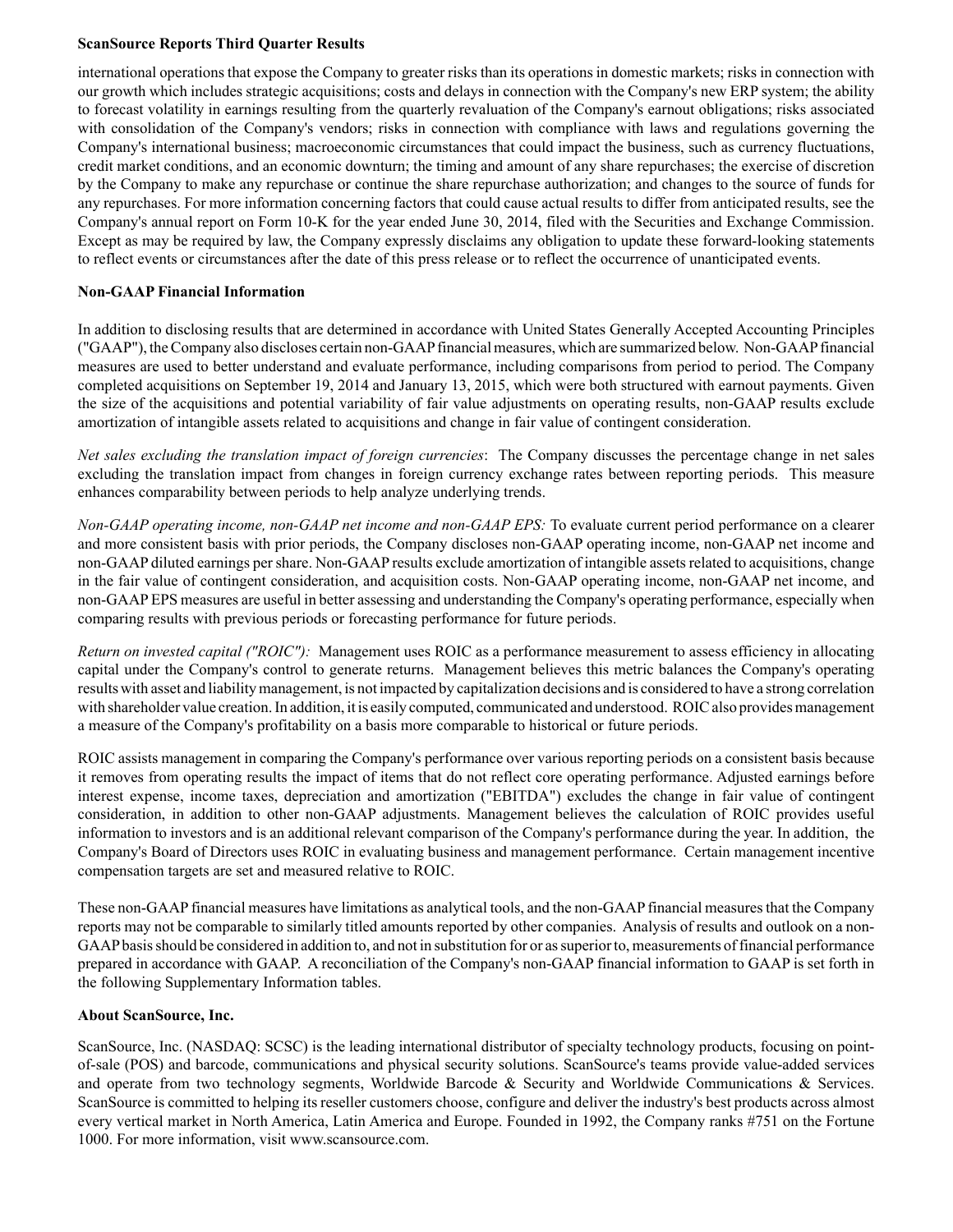**ScanSource Reports Third Quarter Results**

international operations that expose the Company to greater risks than its operations in domestic markets; risks in connection with our growth which includes strategic acquisitions; costs and delays in connection with the Company's new ERP system; the ability to forecast volatility in earnings resulting from the quarterly revaluation of the Company's earnout obligations; risks associated with consolidation of the Company's vendors; risks in connection with compliance with laws and regulations governing the Company's international business; macroeconomic circumstances that could impact the business, such as currency fluctuations, credit market conditions, and an economic downturn; the timing and amount of any share repurchases; the exercise of discretion by the Company to make any repurchase or continue the share repurchase authorization; and changes to the source of funds for any repurchases. For more information concerning factors that could cause actual results to differ from anticipated results, see the Company's annual report on Form 10-K for the year ended June 30, 2014, filed with the Securities and Exchange Commission. Except as may be required by law, the Company expressly disclaims any obligation to update these forward-looking statements to reflect events or circumstances after the date of this press release or to reflect the occurrence of unanticipated events.

**Non-GAAP Financial Information**

In addition to disclosing results that are determined in accordance with United States Generally Accepted Accounting Principles ("GAAP"), the Company also discloses certain non-GAAP financial measures, which are summarized below. Non-GAAP financial measures are used to better understand and evaluate performance, including comparisons from period to period. The Company completed acquisitions on September 19, 2014 and January 13, 2015, which were both structured with earnout payments. Given the size of the acquisitions and potential variability of fair value adjustments on operating results, non-GAAP results exclude amortization of intangible assets related to acquisitions and change in fair value of contingent consideration.

*Net sales excluding the translation impact of foreign currencies*: The Company discusses the percentage change in net sales excluding the translation impact from changes in foreign currency exchange rates between reporting periods. This measure enhances comparability between periods to help analyze underlying trends.

*Non-GAAP operating income, non-GAAP net income and non-GAAP EPS:* To evaluate current period performance on a clearer and more consistent basis with prior periods, the Company discloses non-GAAP operating income, non-GAAP net income and non-GAAP diluted earnings per share. Non-GAAP results exclude amortization of intangible assets related to acquisitions, change in the fair value of contingent consideration, and acquisition costs. Non-GAAP operating income, non-GAAP net income, and non-GAAP EPS measures are useful in better assessing and understanding the Company's operating performance, especially when comparing results with previous periods or forecasting performance for future periods.

*Return on invested capital ("ROIC"):* Management uses ROIC as a performance measurement to assess efficiency in allocating capital under the Company's control to generate returns. Management believes this metric balances the Company's operating results with asset and liability management, is not impacted by capitalization decisions and is considered to have a strong correlation with shareholder value creation. In addition, it is easily computed, communicated and understood. ROIC also provides management a measure of the Company's profitability on a basis more comparable to historical or future periods.

ROIC assists management in comparing the Company's performance over various reporting periods on a consistent basis because it removes from operating results the impact of items that do not reflect core operating performance. Adjusted earnings before interest expense, income taxes, depreciation and amortization ("EBITDA") excludes the change in fair value of contingent consideration, in addition to other non-GAAP adjustments. Management believes the calculation of ROIC provides useful information to investors and is an additional relevant comparison of the Company's performance during the year. In addition, the Company's Board of Directors uses ROIC in evaluating business and management performance. Certain management incentive compensation targets are set and measured relative to ROIC.

These non-GAAP financial measures have limitations as analytical tools, and the non-GAAP financial measures that the Company reports may not be comparable to similarly titled amounts reported by other companies. Analysis of results and outlook on a non-GAAP basis should be considered in addition to, and not in substitution for or as superior to, measurements of financial performance prepared in accordance with GAAP. A reconciliation of the Company's non-GAAP financial information to GAAP is set forth in the following Supplementary Information tables.

**About ScanSource, Inc.**

ScanSource, Inc. (NASDAQ: SCSC) is the leading international distributor of specialty technology products, focusing on point-of-sale (POS) and barcode, communications and physical security solutions. ScanSource's teams provide value-added services and operate from two technology segments, Worldwide Barcode & Security and Worldwide Communications & Services. ScanSource is committed to helping its reseller customers choose, configure and deliver the industry's best products across almost every vertical market in North America, Latin America and Europe. Founded in 1992, the Company ranks #751 on the Fortune 1000. For more information, visit www.scansource.com.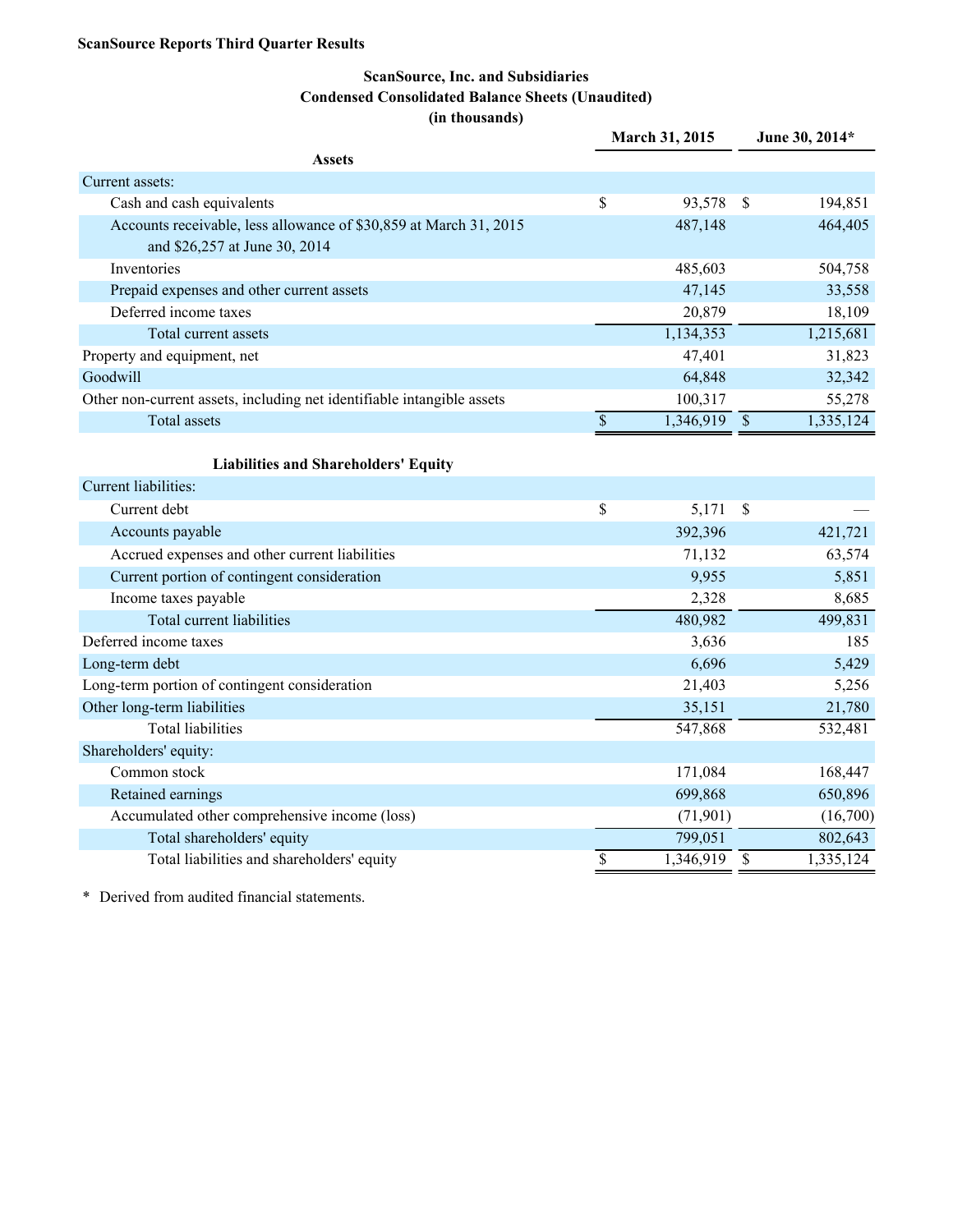**ScanSource Reports Third Quarter Results**

**ScanSource, Inc. and Subsidiaries**
**Condensed Consolidated Balance Sheets (Unaudited)**
**(in thousands)**

| | March 31, 2015 | June 30, 2014* |
|---|---|---|
| **Assets** | | |
| Current assets: | | |
| Cash and cash equivalents | $ 93,578 | $ 194,851 |
| Accounts receivable, less allowance of $30,859 at March 31, 2015 and $26,257 at June 30, 2014 | 487,148 | 464,405 |
| Inventories | 485,603 | 504,758 |
| Prepaid expenses and other current assets | 47,145 | 33,558 |
| Deferred income taxes | 20,879 | 18,109 |
| Total current assets | 1,134,353 | 1,215,681 |
| Property and equipment, net | 47,401 | 31,823 |
| Goodwill | 64,848 | 32,342 |
| Other non-current assets, including net identifiable intangible assets | 100,317 | 55,278 |
| Total assets | $ 1,346,919 | $ 1,335,124 |
| **Liabilities and Shareholders' Equity** | | |
| Current liabilities: | | |
| Current debt | $ 5,171 | $ — |
| Accounts payable | 392,396 | 421,721 |
| Accrued expenses and other current liabilities | 71,132 | 63,574 |
| Current portion of contingent consideration | 9,955 | 5,851 |
| Income taxes payable | 2,328 | 8,685 |
| Total current liabilities | 480,982 | 499,831 |
| Deferred income taxes | 3,636 | 185 |
| Long-term debt | 6,696 | 5,429 |
| Long-term portion of contingent consideration | 21,403 | 5,256 |
| Other long-term liabilities | 35,151 | 21,780 |
| Total liabilities | 547,868 | 532,481 |
| Shareholders' equity: | | |
| Common stock | 171,084 | 168,447 |
| Retained earnings | 699,868 | 650,896 |
| Accumulated other comprehensive income (loss) | (71,901) | (16,700) |
| Total shareholders' equity | 799,051 | 802,643 |
| Total liabilities and shareholders' equity | $ 1,346,919 | $ 1,335,124 |

\* Derived from audited financial statements.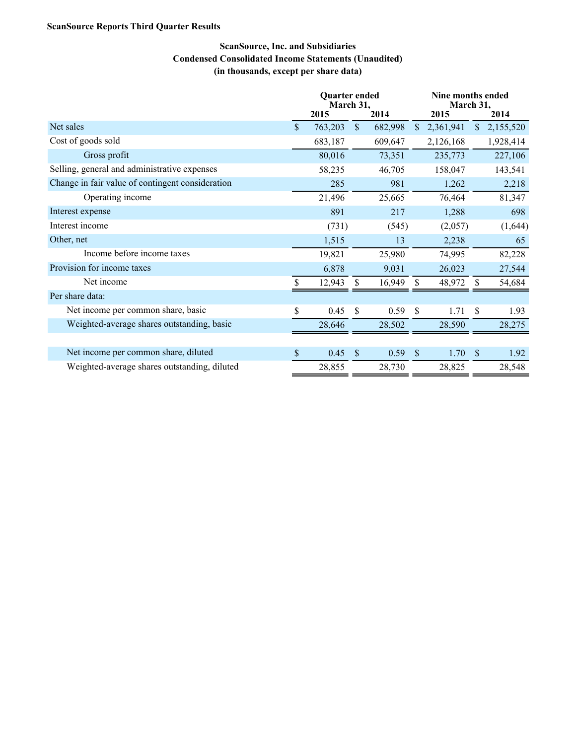**ScanSource Reports Third Quarter Results**

**ScanSource, Inc. and Subsidiaries**
**Condensed Consolidated Income Statements (Unaudited)**
**(in thousands, except per share data)**

| | Quarter ended March 31, | | Nine months ended March 31, | |
|---|---|---|---|---|
| | 2015 | 2014 | 2015 | 2014 |
| Net sales | $ 763,203 | $ 682,998 | $ 2,361,941 | $ 2,155,520 |
| Cost of goods sold | 683,187 | 609,647 | 2,126,168 | 1,928,414 |
| Gross profit | 80,016 | 73,351 | 235,773 | 227,106 |
| Selling, general and administrative expenses | 58,235 | 46,705 | 158,047 | 143,541 |
| Change in fair value of contingent consideration | 285 | 981 | 1,262 | 2,218 |
| Operating income | 21,496 | 25,665 | 76,464 | 81,347 |
| Interest expense | 891 | 217 | 1,288 | 698 |
| Interest income | (731) | (545) | (2,057) | (1,644) |
| Other, net | 1,515 | 13 | 2,238 | 65 |
| Income before income taxes | 19,821 | 25,980 | 74,995 | 82,228 |
| Provision for income taxes | 6,878 | 9,031 | 26,023 | 27,544 |
| Net income | $ 12,943 | $ 16,949 | $ 48,972 | $ 54,684 |
| Per share data: | | | | |
| Net income per common share, basic | $ 0.45 | $ 0.59 | $ 1.71 | $ 1.93 |
| Weighted-average shares outstanding, basic | 28,646 | 28,502 | 28,590 | 28,275 |
| | | | | |
| Net income per common share, diluted | $ 0.45 | $ 0.59 | $ 1.70 | $ 1.92 |
| Weighted-average shares outstanding, diluted | 28,855 | 28,730 | 28,825 | 28,548 |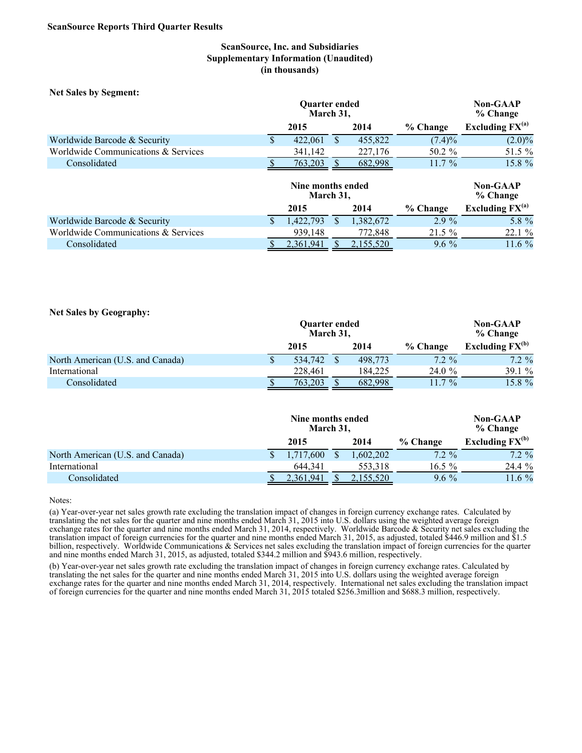**ScanSource Reports Third Quarter Results**

**ScanSource, Inc. and Subsidiaries**
**Supplementary Information (Unaudited)**
**(in thousands)**

**Net Sales by Segment:**

| | Quarter ended March 31, 2015 | Quarter ended March 31, 2014 | % Change | Non-GAAP % Change Excluding FX[(a)] |
|---|---|---|---|---|
| Worldwide Barcode & Security | $ 422,061 | $ 455,822 | (7.4)% | (2.0)% |
| Worldwide Communications & Services | 341,142 | 227,176 | 50.2 % | 51.5 % |
| Consolidated | $ 763,203 | $ 682,998 | 11.7 % | 15.8 % |

| | Nine months ended March 31, 2015 | Nine months ended March 31, 2014 | % Change | Non-GAAP % Change Excluding FX[(a)] |
|---|---|---|---|---|
| Worldwide Barcode & Security | $ 1,422,793 | $ 1,382,672 | 2.9 % | 5.8 % |
| Worldwide Communications & Services | 939,148 | 772,848 | 21.5 % | 22.1 % |
| Consolidated | $ 2,361,941 | $ 2,155,520 | 9.6 % | 11.6 % |

**Net Sales by Geography:**

| | Quarter ended March 31, 2015 | Quarter ended March 31, 2014 | % Change | Non-GAAP % Change Excluding FX[(b)] |
|---|---|---|---|---|
| North American (U.S. and Canada) | $ 534,742 | $ 498,773 | 7.2 % | 7.2 % |
| International | 228,461 | 184,225 | 24.0 % | 39.1 % |
| Consolidated | $ 763,203 | $ 682,998 | 11.7 % | 15.8 % |

| | Nine months ended March 31, 2015 | Nine months ended March 31, 2014 | % Change | Non-GAAP % Change Excluding FX[(b)] |
|---|---|---|---|---|
| North American (U.S. and Canada) | $ 1,717,600 | $ 1,602,202 | 7.2 % | 7.2 % |
| International | 644,341 | 553,318 | 16.5 % | 24.4 % |
| Consolidated | $ 2,361,941 | $ 2,155,520 | 9.6 % | 11.6 % |

Notes:

(a) Year-over-year net sales growth rate excluding the translation impact of changes in foreign currency exchange rates. Calculated by translating the net sales for the quarter and nine months ended March 31, 2015 into U.S. dollars using the weighted average foreign exchange rates for the quarter and nine months ended March 31, 2014, respectively. Worldwide Barcode & Security net sales excluding the translation impact of foreign currencies for the quarter and nine months ended March 31, 2015, as adjusted, totaled $446.9 million and $1.5 billion, respectively. Worldwide Communications & Services net sales excluding the translation impact of foreign currencies for the quarter and nine months ended March 31, 2015, as adjusted, totaled $344.2 million and $943.6 million, respectively.

(b) Year-over-year net sales growth rate excluding the translation impact of changes in foreign currency exchange rates. Calculated by translating the net sales for the quarter and nine months ended March 31, 2015 into U.S. dollars using the weighted average foreign exchange rates for the quarter and nine months ended March 31, 2014, respectively. International net sales excluding the translation impact of foreign currencies for the quarter and nine months ended March 31, 2015 totaled $256.3million and $688.3 million, respectively.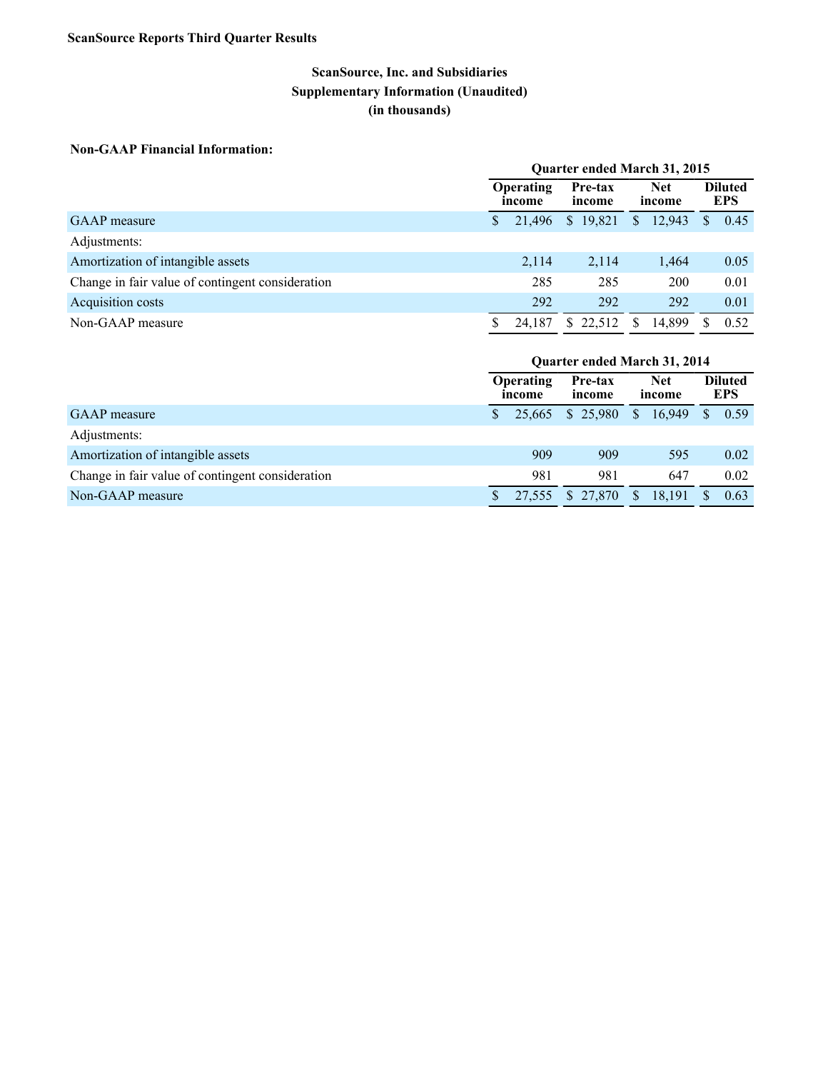**ScanSource Reports Third Quarter Results**

## ScanSource, Inc. and Subsidiaries
## Supplementary Information (Unaudited)
## (in thousands)

**Non-GAAP Financial Information:**

| | Quarter ended March 31, 2015 | | | |
|---|---|---|---|---|
| | Operating income | Pre-tax income | Net income | Diluted EPS |
| GAAP measure | $ 21,496 | $ 19,821 | $ 12,943 | $ 0.45 |
| Adjustments: | | | | |
| Amortization of intangible assets | 2,114 | 2,114 | 1,464 | 0.05 |
| Change in fair value of contingent consideration | 285 | 285 | 200 | 0.01 |
| Acquisition costs | 292 | 292 | 292 | 0.01 |
| Non-GAAP measure | $ 24,187 | $ 22,512 | $ 14,899 | $ 0.52 |

| | Quarter ended March 31, 2014 | | | |
|---|---|---|---|---|
| | Operating income | Pre-tax income | Net income | Diluted EPS |
| GAAP measure | $ 25,665 | $ 25,980 | $ 16,949 | $ 0.59 |
| Adjustments: | | | | |
| Amortization of intangible assets | 909 | 909 | 595 | 0.02 |
| Change in fair value of contingent consideration | 981 | 981 | 647 | 0.02 |
| Non-GAAP measure | $ 27,555 | $ 27,870 | $ 18,191 | $ 0.63 |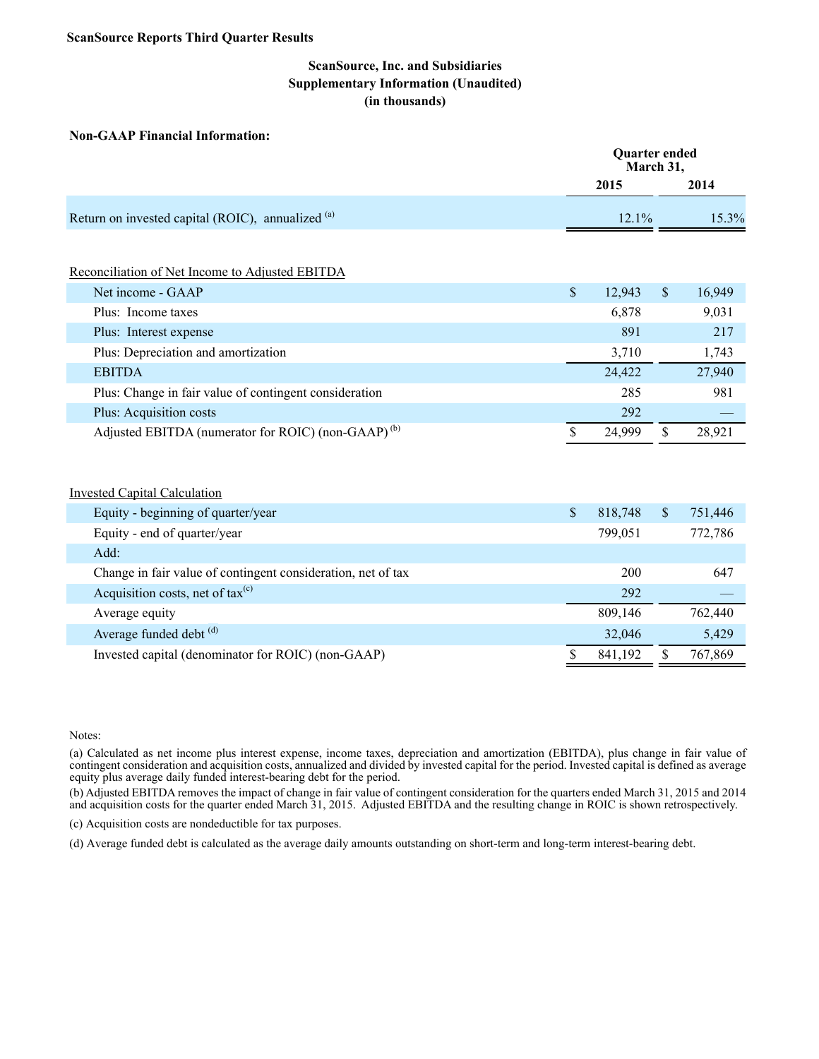**ScanSource Reports Third Quarter Results**

## ScanSource, Inc. and Subsidiaries
## Supplementary Information (Unaudited)
## (in thousands)

**Non-GAAP Financial Information:**

| | Quarter ended March 31, 2015 | Quarter ended March 31, 2014 |
|---|---|---|
| Return on invested capital (ROIC), annualized [(a)] | 12.1% | 15.3% |
| | | |
| Reconciliation of Net Income to Adjusted EBITDA | | |
| Net income - GAAP | $ 12,943 | $ 16,949 |
| Plus: Income taxes | 6,878 | 9,031 |
| Plus: Interest expense | 891 | 217 |
| Plus: Depreciation and amortization | 3,710 | 1,743 |
| EBITDA | 24,422 | 27,940 |
| Plus: Change in fair value of contingent consideration | 285 | 981 |
| Plus: Acquisition costs | 292 | — |
| Adjusted EBITDA (numerator for ROIC) (non-GAAP) [(b)] | $ 24,999 | $ 28,921 |
| | | |
| Invested Capital Calculation | | |
| Equity - beginning of quarter/year | $ 818,748 | $ 751,446 |
| Equity - end of quarter/year | 799,051 | 772,786 |
| Add: | | |
| Change in fair value of contingent consideration, net of tax | 200 | 647 |
| Acquisition costs, net of tax[(c)] | 292 | — |
| Average equity | 809,146 | 762,440 |
| Average funded debt [(d)] | 32,046 | 5,429 |
| Invested capital (denominator for ROIC) (non-GAAP) | $ 841,192 | $ 767,869 |

Notes:

(a) Calculated as net income plus interest expense, income taxes, depreciation and amortization (EBITDA), plus change in fair value of contingent consideration and acquisition costs, annualized and divided by invested capital for the period. Invested capital is defined as average equity plus average daily funded interest-bearing debt for the period.

(b) Adjusted EBITDA removes the impact of change in fair value of contingent consideration for the quarters ended March 31, 2015 and 2014 and acquisition costs for the quarter ended March 31, 2015. Adjusted EBITDA and the resulting change in ROIC is shown retrospectively.

(c) Acquisition costs are nondeductible for tax purposes.

(d) Average funded debt is calculated as the average daily amounts outstanding on short-term and long-term interest-bearing debt.